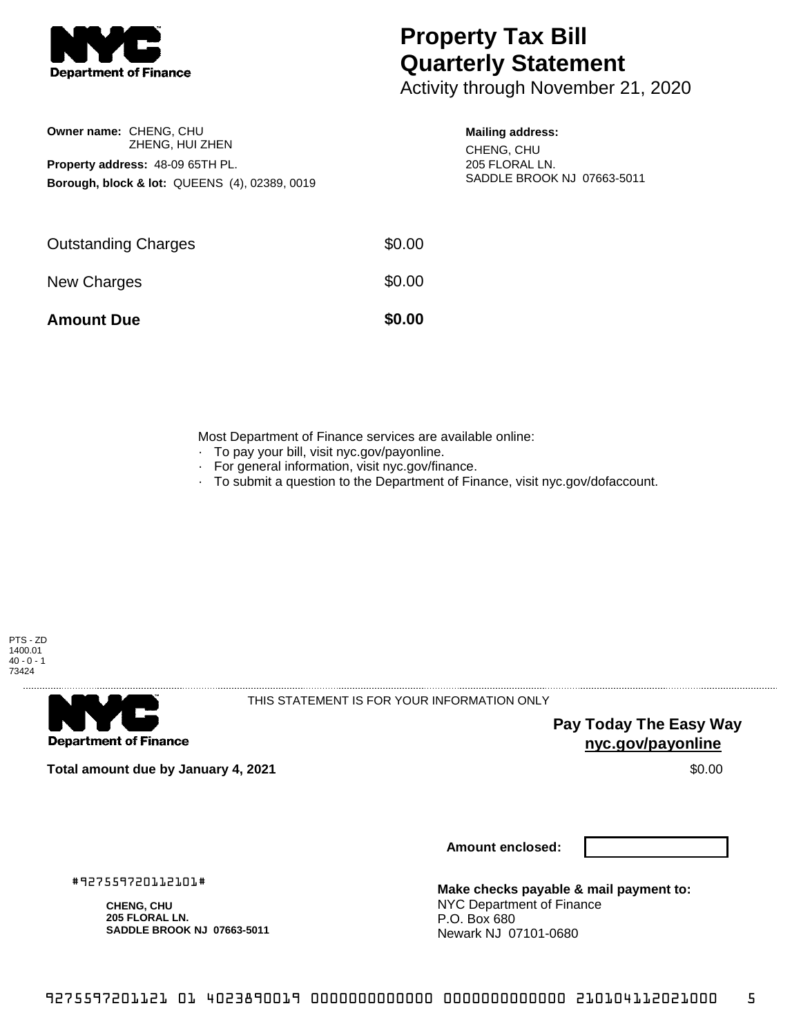**Department of Finance**

# Property Tax Bill Quarterly Statement

Activity through November 21, 2020

**Owner name:** CHENG, CHU
ZHENG, HUI ZHEN

**Property address:** 48-09 65TH PL.

**Borough, block & lot:** QUEENS (4), 02389, 0019

**Mailing address:**
CHENG, CHU
205 FLORAL LN.
SADDLE BROOK NJ 07663-5011

| | |
|---|---|
| Outstanding Charges | $0.00 |
| New Charges | $0.00 |
| **Amount Due** | **$0.00** |

Most Department of Finance services are available online:

- To pay your bill, visit nyc.gov/payonline.
- For general information, visit nyc.gov/finance.
- To submit a question to the Department of Finance, visit nyc.gov/dofaccount.

PTS - ZD
1400.01
40 - 0 - 1
73424

**Department of Finance**

THIS STATEMENT IS FOR YOUR INFORMATION ONLY

**Pay Today The Easy Way**
**nyc.gov/payonline**

**Total amount due by January 4, 2021** $0.00

**Amount enclosed:**

#927559720112101#

**CHENG, CHU**
**205 FLORAL LN.**
**SADDLE BROOK NJ 07663-5011**

**Make checks payable & mail payment to:**
NYC Department of Finance
P.O. Box 680
Newark NJ 07101-0680

9275597201121 01 4023890019 0000000000000 0000000000000 210104112021000 5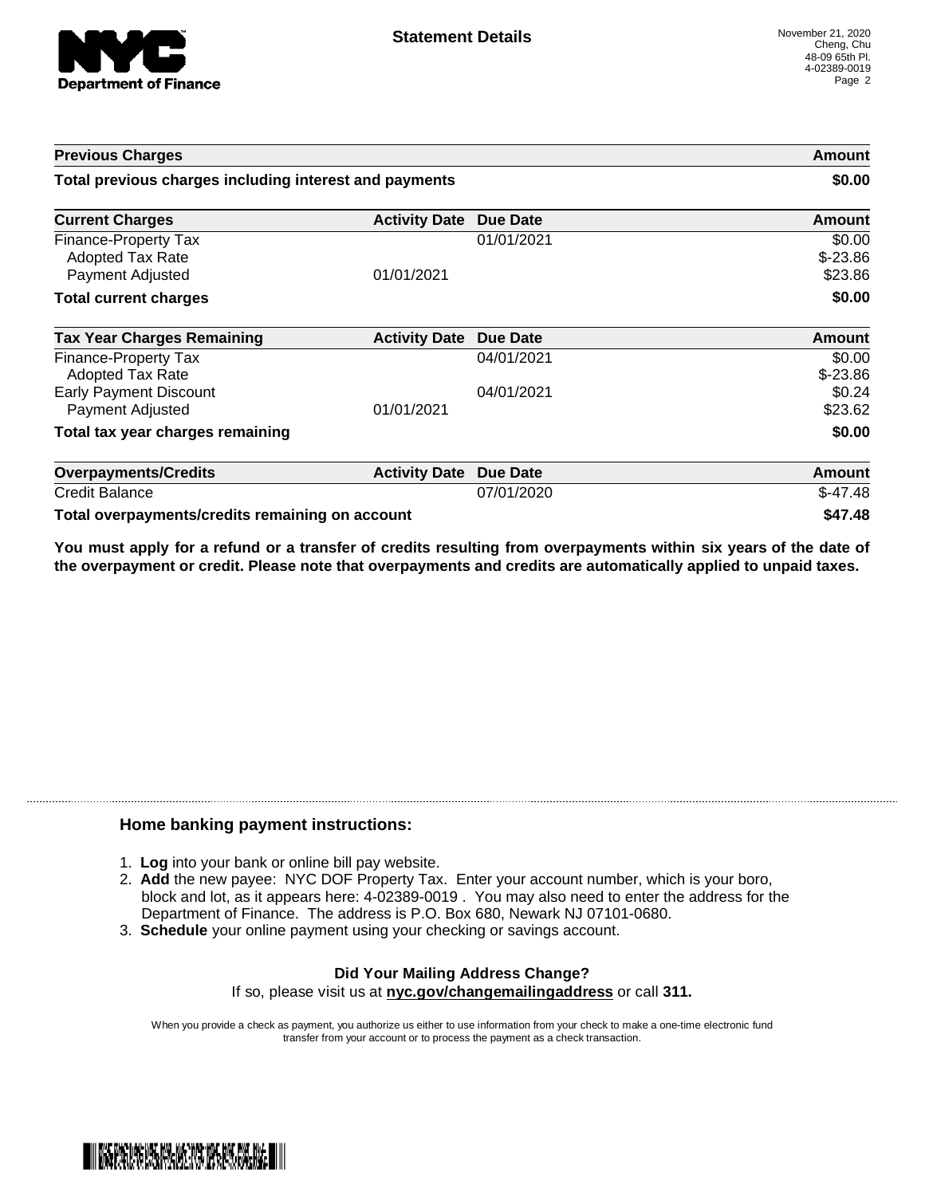# Statement Details

November 21, 2020
Cheng, Chu
48-09 65th Pl.
4-02389-0019

| Previous Charges | | | Amount |
|---|---|---|---|
| **Total previous charges including interest and payments** | | | **$0.00** |

| Current Charges | Activity Date | Due Date | Amount |
|---|---|---|---|
| Finance-Property Tax | | 01/01/2021 | $0.00 |
| Adopted Tax Rate | | | $-23.86 |
| Payment Adjusted | 01/01/2021 | | $23.86 |
| **Total current charges** | | | **$0.00** |

| Tax Year Charges Remaining | Activity Date | Due Date | Amount |
|---|---|---|---|
| Finance-Property Tax | | 04/01/2021 | $0.00 |
| Adopted Tax Rate | | | $-23.86 |
| Early Payment Discount | | 04/01/2021 | $0.24 |
| Payment Adjusted | 01/01/2021 | | $23.62 |
| **Total tax year charges remaining** | | | **$0.00** |

| Overpayments/Credits | Activity Date | Due Date | Amount |
|---|---|---|---|
| Credit Balance | | 07/01/2020 | $-47.48 |
| **Total overpayments/credits remaining on account** | | | **$47.48** |

**You must apply for a refund or a transfer of credits resulting from overpayments within six years of the date of the overpayment or credit. Please note that overpayments and credits are automatically applied to unpaid taxes.**

## Home banking payment instructions:

1. **Log** into your bank or online bill pay website.
2. **Add** the new payee: NYC DOF Property Tax. Enter your account number, which is your boro, block and lot, as it appears here: 4-02389-0019 . You may also need to enter the address for the Department of Finance. The address is P.O. Box 680, Newark NJ 07101-0680.
3. **Schedule** your online payment using your checking or savings account.

**Did Your Mailing Address Change?**
If so, please visit us at **nyc.gov/changemailingaddress** or call **311.**

When you provide a check as payment, you authorize us either to use information from your check to make a one-time electronic fund transfer from your account or to process the payment as a check transaction.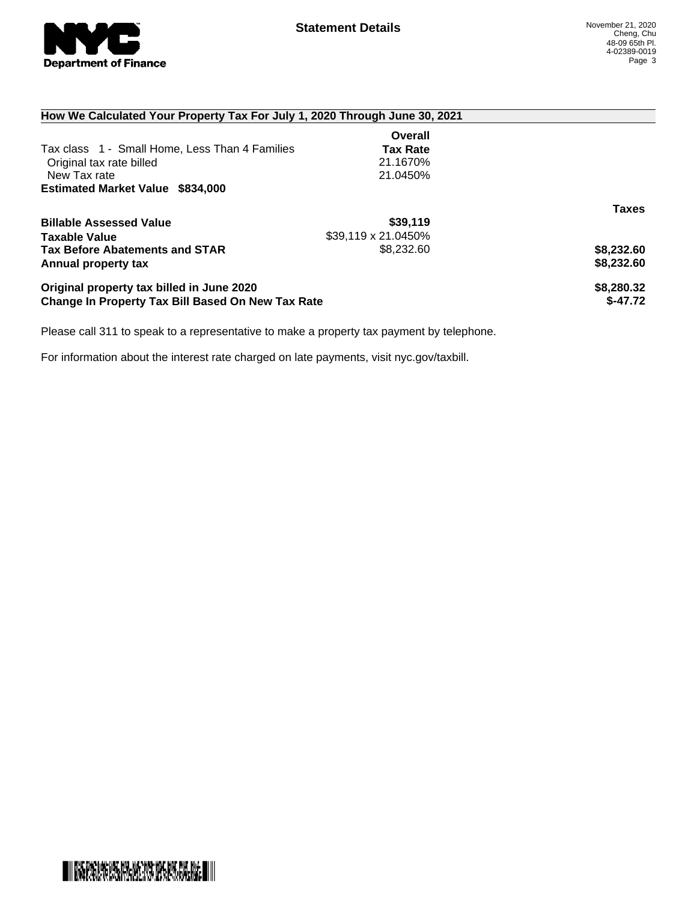## Statement Details

November 21, 2020
Cheng, Chu
48-09 65th Pl.
4-02389-0019

### How We Calculated Your Property Tax For July 1, 2020 Through June 30, 2021

| | Overall Tax Rate | |
|---|---|---|
| Tax class 1 - Small Home, Less Than 4 Families | | |
| Original tax rate billed | 21.1670% | |
| New Tax rate | 21.0450% | |
| **Estimated Market Value $834,000** | | |
| | | **Taxes** |
| **Billable Assessed Value** | **$39,119** | |
| **Taxable Value** | $39,119 x 21.0450% | |
| **Tax Before Abatements and STAR** | $8,232.60 | **$8,232.60** |
| **Annual property tax** | | **$8,232.60** |
| **Original property tax billed in June 2020** | | **$8,280.32** |
| **Change In Property Tax Bill Based On New Tax Rate** | | **$-47.72** |

Please call 311 to speak to a representative to make a property tax payment by telephone.

For information about the interest rate charged on late payments, visit nyc.gov/taxbill.